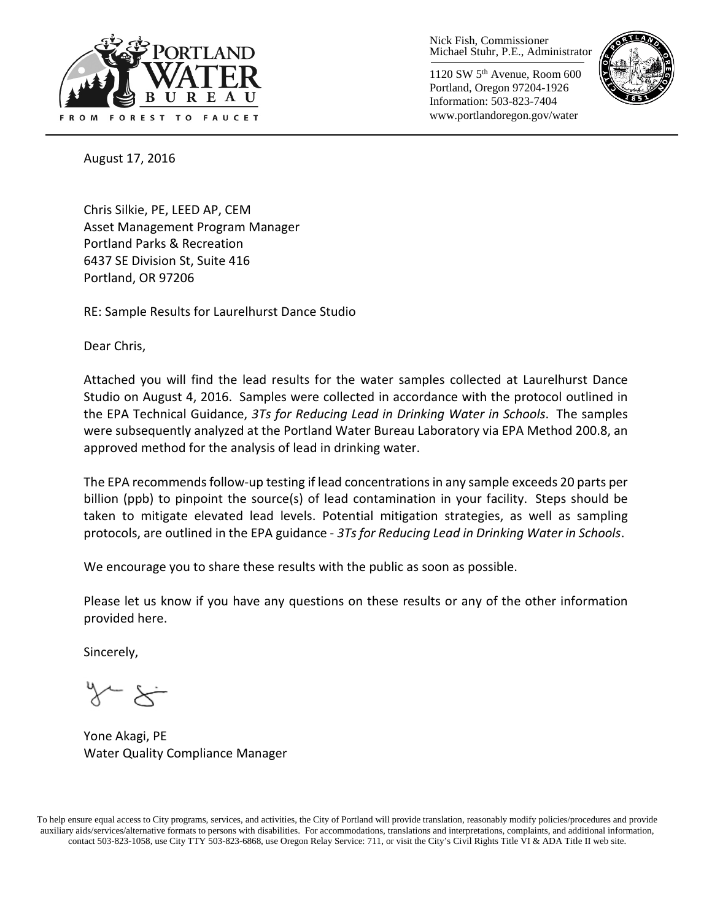Nick Fish, Commissioner
Michael Stuhr, P.E., Administrator

1120 SW 5th Avenue, Room 600
Portland, Oregon 97204-1926
Information: 503-823-7404
www.portlandoregon.gov/water

August 17, 2016

Chris Silkie, PE, LEED AP, CEM
Asset Management Program Manager
Portland Parks & Recreation
6437 SE Division St, Suite 416
Portland, OR 97206

RE: Sample Results for Laurelhurst Dance Studio

Dear Chris,

Attached you will find the lead results for the water samples collected at Laurelhurst Dance Studio on August 4, 2016. Samples were collected in accordance with the protocol outlined in the EPA Technical Guidance, *3Ts for Reducing Lead in Drinking Water in Schools*. The samples were subsequently analyzed at the Portland Water Bureau Laboratory via EPA Method 200.8, an approved method for the analysis of lead in drinking water.

The EPA recommends follow-up testing if lead concentrations in any sample exceeds 20 parts per billion (ppb) to pinpoint the source(s) of lead contamination in your facility. Steps should be taken to mitigate elevated lead levels. Potential mitigation strategies, as well as sampling protocols, are outlined in the EPA guidance - *3Ts for Reducing Lead in Drinking Water in Schools*.

We encourage you to share these results with the public as soon as possible.

Please let us know if you have any questions on these results or any of the other information provided here.

Sincerely,

Yone Akagi, PE
Water Quality Compliance Manager

To help ensure equal access to City programs, services, and activities, the City of Portland will provide translation, reasonably modify policies/procedures and provide auxiliary aids/services/alternative formats to persons with disabilities. For accommodations, translations and interpretations, complaints, and additional information, contact 503-823-1058, use City TTY 503-823-6868, use Oregon Relay Service: 711, or visit the City's Civil Rights Title VI & ADA Title II web site.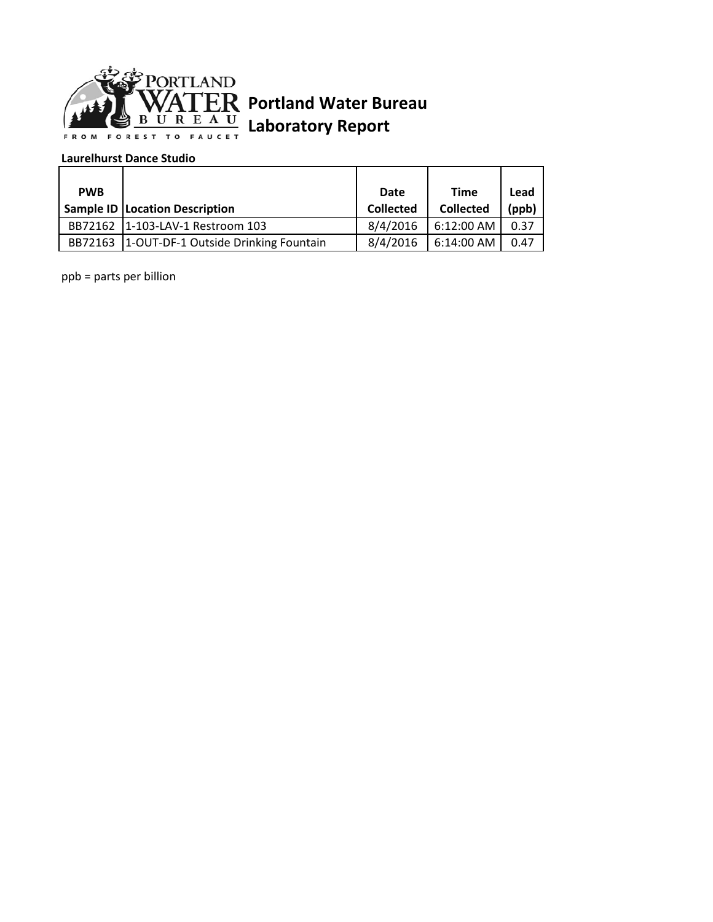# Portland Water Bureau Laboratory Report

**Laurelhurst Dance Studio**

| PWB Sample ID | Location Description | Date Collected | Time Collected | Lead (ppb) |
|---|---|---|---|---|
| BB72162 | 1-103-LAV-1 Restroom 103 | 8/4/2016 | 6:12:00 AM | 0.37 |
| BB72163 | 1-OUT-DF-1 Outside Drinking Fountain | 8/4/2016 | 6:14:00 AM | 0.47 |

ppb = parts per billion